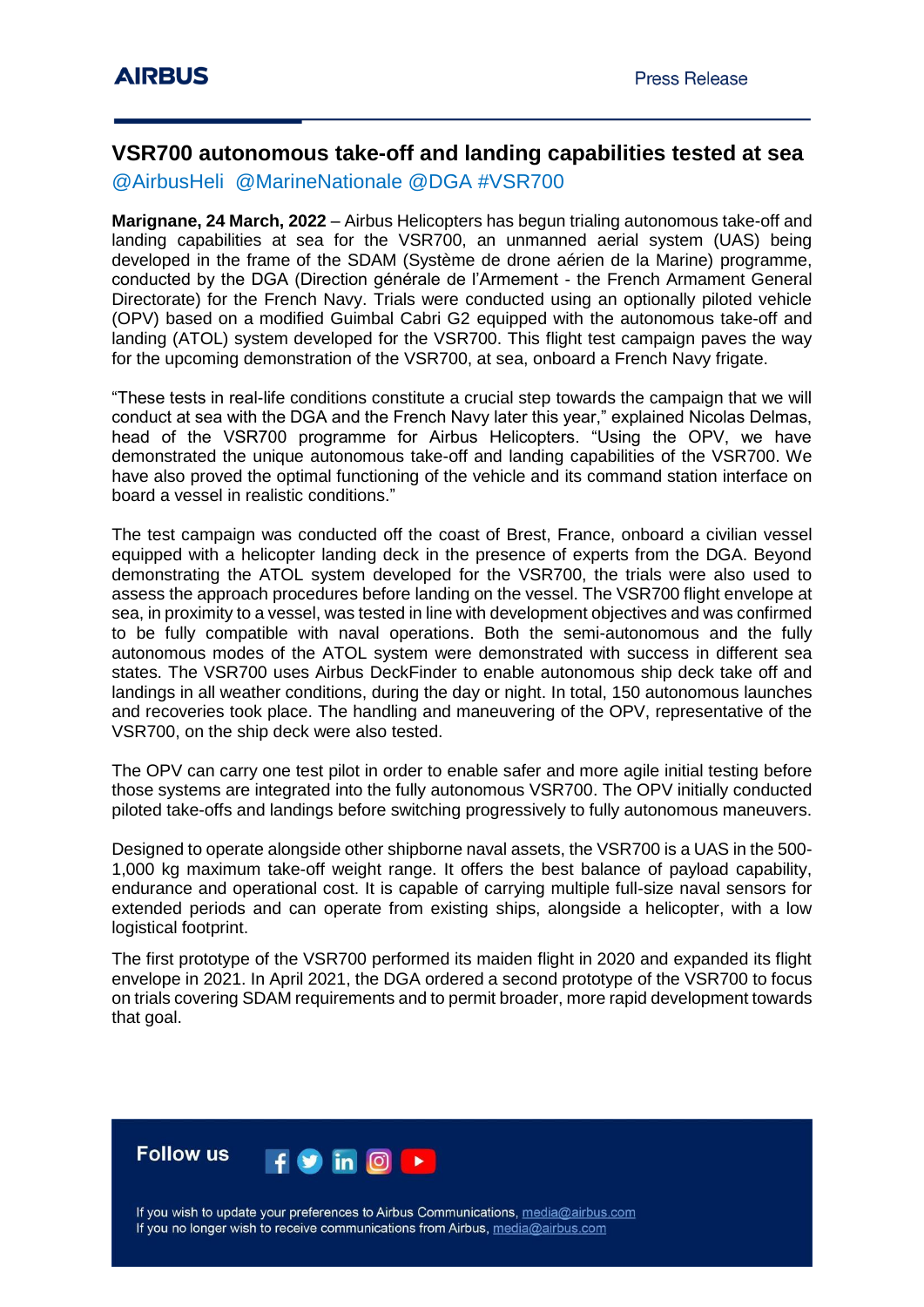# VSR700 autonomous take-off and landing capabilities tested at sea

@AirbusHeli @MarineNationale @DGA #VSR700

**Marignane, 24 March, 2022** – Airbus Helicopters has begun trialing autonomous take-off and landing capabilities at sea for the VSR700, an unmanned aerial system (UAS) being developed in the frame of the SDAM (Système de drone aérien de la Marine) programme, conducted by the DGA (Direction générale de l'Armement - the French Armament General Directorate) for the French Navy. Trials were conducted using an optionally piloted vehicle (OPV) based on a modified Guimbal Cabri G2 equipped with the autonomous take-off and landing (ATOL) system developed for the VSR700. This flight test campaign paves the way for the upcoming demonstration of the VSR700, at sea, onboard a French Navy frigate.

"These tests in real-life conditions constitute a crucial step towards the campaign that we will conduct at sea with the DGA and the French Navy later this year," explained Nicolas Delmas, head of the VSR700 programme for Airbus Helicopters. "Using the OPV, we have demonstrated the unique autonomous take-off and landing capabilities of the VSR700. We have also proved the optimal functioning of the vehicle and its command station interface on board a vessel in realistic conditions."

The test campaign was conducted off the coast of Brest, France, onboard a civilian vessel equipped with a helicopter landing deck in the presence of experts from the DGA. Beyond demonstrating the ATOL system developed for the VSR700, the trials were also used to assess the approach procedures before landing on the vessel. The VSR700 flight envelope at sea, in proximity to a vessel, was tested in line with development objectives and was confirmed to be fully compatible with naval operations. Both the semi-autonomous and the fully autonomous modes of the ATOL system were demonstrated with success in different sea states. The VSR700 uses Airbus DeckFinder to enable autonomous ship deck take off and landings in all weather conditions, during the day or night. In total, 150 autonomous launches and recoveries took place. The handling and maneuvering of the OPV, representative of the VSR700, on the ship deck were also tested.

The OPV can carry one test pilot in order to enable safer and more agile initial testing before those systems are integrated into the fully autonomous VSR700. The OPV initially conducted piloted take-offs and landings before switching progressively to fully autonomous maneuvers.

Designed to operate alongside other shipborne naval assets, the VSR700 is a UAS in the 500-1,000 kg maximum take-off weight range. It offers the best balance of payload capability, endurance and operational cost. It is capable of carrying multiple full-size naval sensors for extended periods and can operate from existing ships, alongside a helicopter, with a low logistical footprint.

The first prototype of the VSR700 performed its maiden flight in 2020 and expanded its flight envelope in 2021. In April 2021, the DGA ordered a second prototype of the VSR700 to focus on trials covering SDAM requirements and to permit broader, more rapid development towards that goal.

**Follow us**

If you wish to update your preferences to Airbus Communications, media@airbus.com
If you no longer wish to receive communications from Airbus, media@airbus.com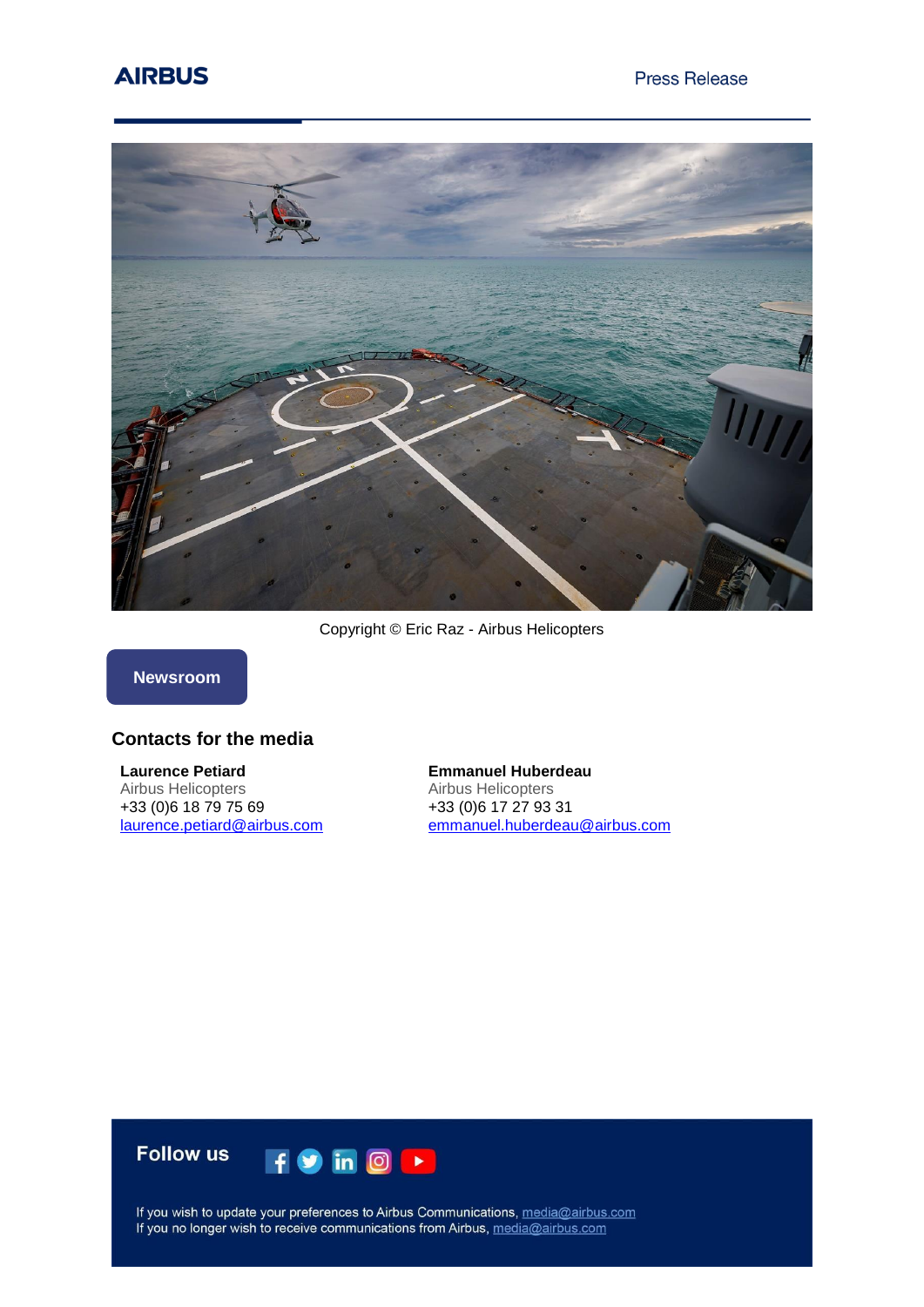Copyright © Eric Raz - Airbus Helicopters

Newsroom

## Contacts for the media

**Laurence Petiard**
Airbus Helicopters
+33 (0)6 18 79 75 69
laurence.petiard@airbus.com

**Emmanuel Huberdeau**
Airbus Helicopters
+33 (0)6 17 27 93 31
emmanuel.huberdeau@airbus.com

**Follow us**

If you wish to update your preferences to Airbus Communications, media@airbus.com
If you no longer wish to receive communications from Airbus, media@airbus.com